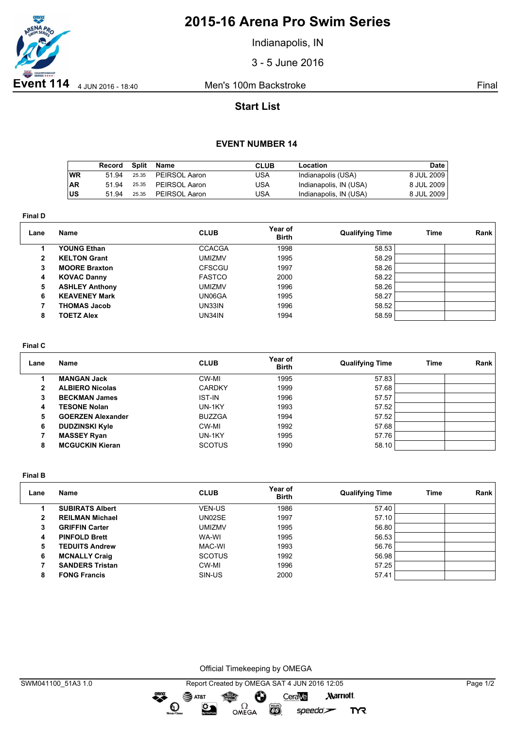# 2015-16 Arena Pro Swim Series

Indianapolis, IN

3 - 5 June 2016

**Event 114** 4 JUN 2016 - 18:40 — Men's 100m Backstroke — Final

## Start List

### EVENT NUMBER 14

| | Record | Split | Name | CLUB | Location | Date |
|---|---|---|---|---|---|---|
| WR | 51.94 | 25.35 | PEIRSOL Aaron | USA | Indianapolis (USA) | 8 JUL 2009 |
| AR | 51.94 | 25.35 | PEIRSOL Aaron | USA | Indianapolis, IN (USA) | 8 JUL 2009 |
| US | 51.94 | 25.35 | PEIRSOL Aaron | USA | Indianapolis, IN (USA) | 8 JUL 2009 |

**Final D**

| Lane | Name | CLUB | Year of Birth | Qualifying Time | Time | Rank |
|---|---|---|---|---|---|---|
| 1 | **YOUNG Ethan** | CCACGA | 1998 | 58.53 | | |
| 2 | **KELTON Grant** | UMIZMV | 1995 | 58.29 | | |
| 3 | **MOORE Braxton** | CFSCGU | 1997 | 58.26 | | |
| 4 | **KOVAC Danny** | FASTCO | 2000 | 58.22 | | |
| 5 | **ASHLEY Anthony** | UMIZMV | 1996 | 58.26 | | |
| 6 | **KEAVENEY Mark** | UN06GA | 1995 | 58.27 | | |
| 7 | **THOMAS Jacob** | UN33IN | 1996 | 58.52 | | |
| 8 | **TOETZ Alex** | UN34IN | 1994 | 58.59 | | |

**Final C**

| Lane | Name | CLUB | Year of Birth | Qualifying Time | Time | Rank |
|---|---|---|---|---|---|---|
| 1 | **MANGAN Jack** | CW-MI | 1995 | 57.83 | | |
| 2 | **ALBIERO Nicolas** | CARDKY | 1999 | 57.68 | | |
| 3 | **BECKMAN James** | IST-IN | 1996 | 57.57 | | |
| 4 | **TESONE Nolan** | UN-1KY | 1993 | 57.52 | | |
| 5 | **GOERZEN Alexander** | BUZZGA | 1994 | 57.52 | | |
| 6 | **DUDZINSKI Kyle** | CW-MI | 1992 | 57.68 | | |
| 7 | **MASSEY Ryan** | UN-1KY | 1995 | 57.76 | | |
| 8 | **MCGUCKIN Kieran** | SCOTUS | 1990 | 58.10 | | |

**Final B**

| Lane | Name | CLUB | Year of Birth | Qualifying Time | Time | Rank |
|---|---|---|---|---|---|---|
| 1 | **SUBIRATS Albert** | VEN-US | 1986 | 57.40 | | |
| 2 | **REILMAN Michael** | UN02SE | 1997 | 57.10 | | |
| 3 | **GRIFFIN Carter** | UMIZMV | 1995 | 56.80 | | |
| 4 | **PINFOLD Brett** | WA-WI | 1995 | 56.53 | | |
| 5 | **TEDUITS Andrew** | MAC-WI | 1993 | 56.76 | | |
| 6 | **MCNALLY Craig** | SCOTUS | 1992 | 56.98 | | |
| 7 | **SANDERS Tristan** | CW-MI | 1996 | 57.25 | | |
| 8 | **FONG Francis** | SIN-US | 2000 | 57.41 | | |

Official Timekeeping by OMEGA

SWM041100_51A3 1.0 — Report Created by OMEGA SAT 4 JUN 2016 12:05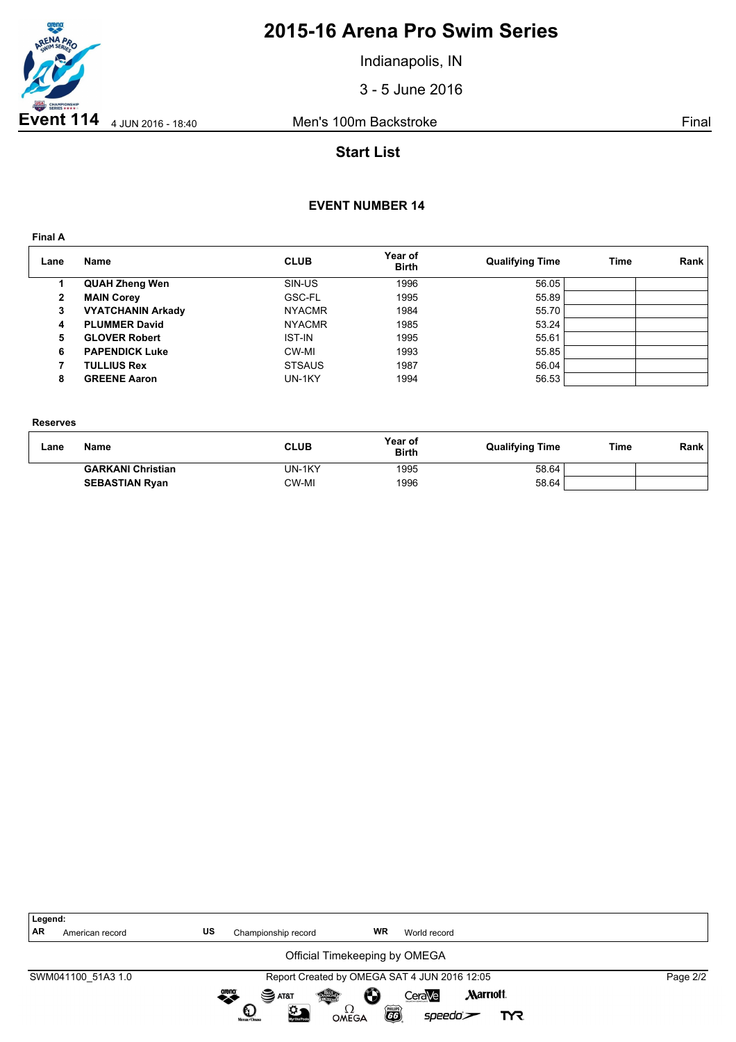# 2015-16 Arena Pro Swim Series

Indianapolis, IN

3 - 5 June 2016

**Event 114** 4 JUN 2016 - 18:40 Men's 100m Backstroke Final

## Start List

### EVENT NUMBER 14

**Final A**

| Lane | Name | CLUB | Year of Birth | Qualifying Time | Time | Rank |
|---|---|---|---|---|---|---|
| 1 | **QUAH Zheng Wen** | SIN-US | 1996 | 56.05 | | |
| 2 | **MAIN Corey** | GSC-FL | 1995 | 55.89 | | |
| 3 | **VYATCHANIN Arkady** | NYACMR | 1984 | 55.70 | | |
| 4 | **PLUMMER David** | NYACMR | 1985 | 53.24 | | |
| 5 | **GLOVER Robert** | IST-IN | 1995 | 55.61 | | |
| 6 | **PAPENDICK Luke** | CW-MI | 1993 | 55.85 | | |
| 7 | **TULLIUS Rex** | STSAUS | 1987 | 56.04 | | |
| 8 | **GREENE Aaron** | UN-1KY | 1994 | 56.53 | | |

**Reserves**

| Lane | Name | CLUB | Year of Birth | Qualifying Time | Time | Rank |
|---|---|---|---|---|---|---|
| | **GARKANI Christian** | UN-1KY | 1995 | 58.64 | | |
| | **SEBASTIAN Ryan** | CW-MI | 1996 | 58.64 | | |

**Legend:**
**AR** American record **US** Championship record **WR** World record

Official Timekeeping by OMEGA

SWM041100_51A3 1.0 Report Created by OMEGA SAT 4 JUN 2016 12:05